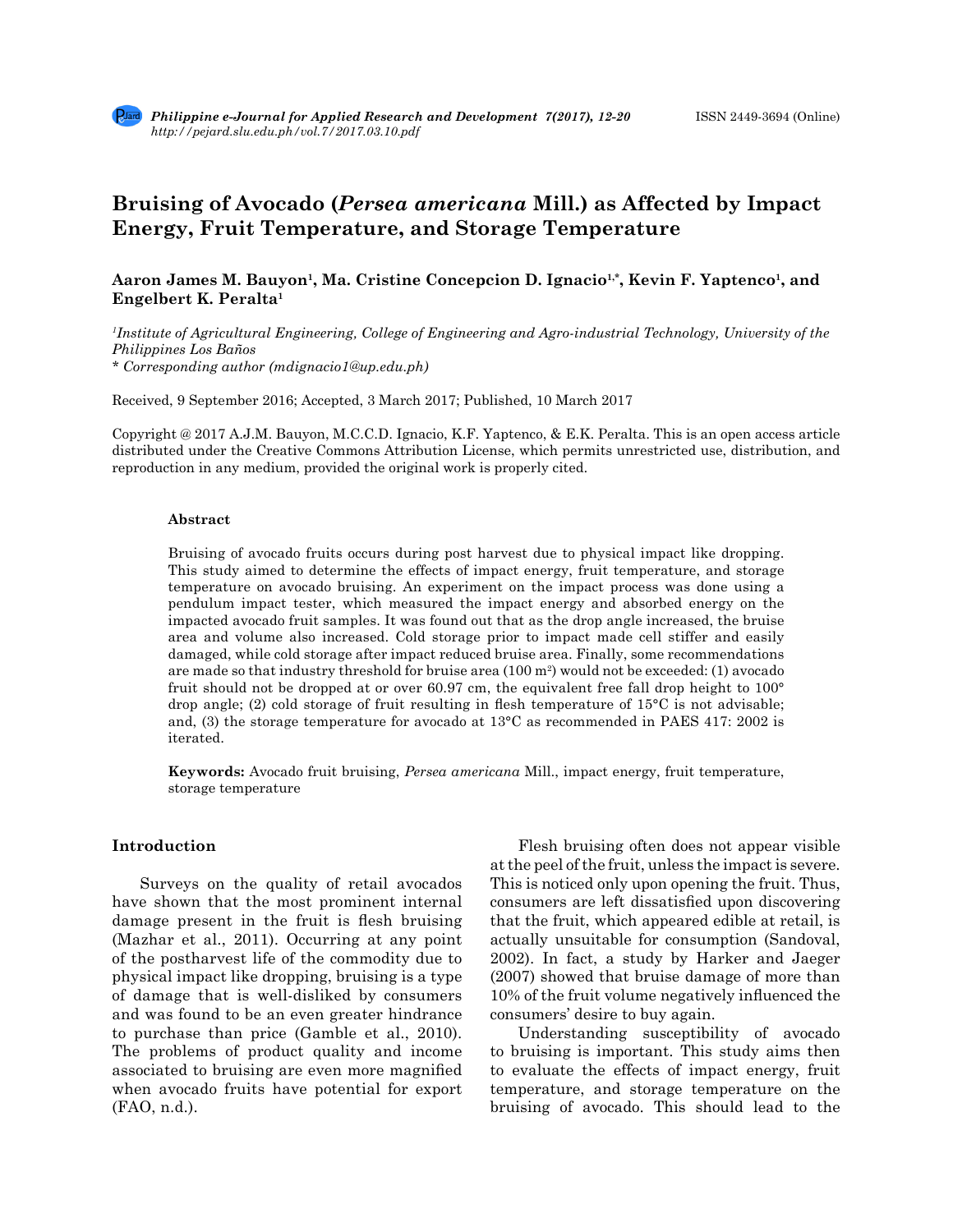# Bruising of Avocado (*Persea americana* Mill.) as Affected by Impact Energy, Fruit Temperature, and Storage Temperature

**Aaron James M. Bauyon[1], Ma. Cristine Concepcion D. Ignacio[1,*], Kevin F. Yaptenco[1], and Engelbert K. Peralta[1]**

*[1]Institute of Agricultural Engineering, College of Engineering and Agro-industrial Technology, University of the Philippines Los Baños*
*\* Corresponding author (mdignacio1@up.edu.ph)*

Received, 9 September 2016; Accepted, 3 March 2017; Published, 10 March 2017

Copyright @ 2017 A.J.M. Bauyon, M.C.C.D. Ignacio, K.F. Yaptenco, & E.K. Peralta. This is an open access article distributed under the Creative Commons Attribution License, which permits unrestricted use, distribution, and reproduction in any medium, provided the original work is properly cited.

### Abstract

Bruising of avocado fruits occurs during post harvest due to physical impact like dropping. This study aimed to determine the effects of impact energy, fruit temperature, and storage temperature on avocado bruising. An experiment on the impact process was done using a pendulum impact tester, which measured the impact energy and absorbed energy on the impacted avocado fruit samples. It was found out that as the drop angle increased, the bruise area and volume also increased. Cold storage prior to impact made cell stiffer and easily damaged, while cold storage after impact reduced bruise area. Finally, some recommendations are made so that industry threshold for bruise area (100 m$^2$) would not be exceeded: (1) avocado fruit should not be dropped at or over 60.97 cm, the equivalent free fall drop height to 100° drop angle; (2) cold storage of fruit resulting in flesh temperature of 15°C is not advisable; and, (3) the storage temperature for avocado at 13°C as recommended in PAES 417: 2002 is iterated.

**Keywords:** Avocado fruit bruising, *Persea americana* Mill., impact energy, fruit temperature, storage temperature

## Introduction

Surveys on the quality of retail avocados have shown that the most prominent internal damage present in the fruit is flesh bruising (Mazhar et al., 2011). Occurring at any point of the postharvest life of the commodity due to physical impact like dropping, bruising is a type of damage that is well-disliked by consumers and was found to be an even greater hindrance to purchase than price (Gamble et al., 2010). The problems of product quality and income associated to bruising are even more magnified when avocado fruits have potential for export (FAO, n.d.).

Flesh bruising often does not appear visible at the peel of the fruit, unless the impact is severe. This is noticed only upon opening the fruit. Thus, consumers are left dissatisfied upon discovering that the fruit, which appeared edible at retail, is actually unsuitable for consumption (Sandoval, 2002). In fact, a study by Harker and Jaeger (2007) showed that bruise damage of more than 10% of the fruit volume negatively influenced the consumers' desire to buy again.

Understanding susceptibility of avocado to bruising is important. This study aims then to evaluate the effects of impact energy, fruit temperature, and storage temperature on the bruising of avocado. This should lead to the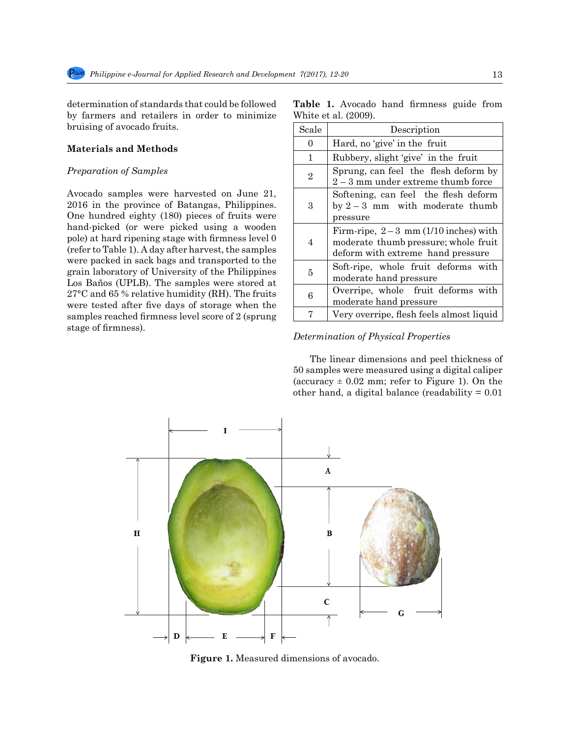determination of standards that could be followed by farmers and retailers in order to minimize bruising of avocado fruits.

## Materials and Methods

### *Preparation of Samples*

Avocado samples were harvested on June 21, 2016 in the province of Batangas, Philippines. One hundred eighty (180) pieces of fruits were hand-picked (or were picked using a wooden pole) at hard ripening stage with firmness level 0 (refer to Table 1). A day after harvest, the samples were packed in sack bags and transported to the grain laboratory of University of the Philippines Los Baños (UPLB). The samples were stored at 27°C and 65 % relative humidity (RH). The fruits were tested after five days of storage when the samples reached firmness level score of 2 (sprung stage of firmness).

**Table 1.** Avocado hand firmness guide from White et al. (2009).

| Scale | Description |
|---|---|
| 0 | Hard, no 'give' in the fruit |
| 1 | Rubbery, slight 'give' in the fruit |
| 2 | Sprung, can feel the flesh deform by 2 – 3 mm under extreme thumb force |
| 3 | Softening, can feel the flesh deform by 2 – 3 mm with moderate thumb pressure |
| 4 | Firm-ripe, 2 – 3 mm (1/10 inches) with moderate thumb pressure; whole fruit deform with extreme hand pressure |
| 5 | Soft-ripe, whole fruit deforms with moderate hand pressure |
| 6 | Overripe, whole fruit deforms with moderate hand pressure |
| 7 | Very overripe, flesh feels almost liquid |

### *Determination of Physical Properties*

The linear dimensions and peel thickness of 50 samples were measured using a digital caliper (accuracy ± 0.02 mm; refer to Figure 1). On the other hand, a digital balance (readability = 0.01

**Figure 1.** Measured dimensions of avocado.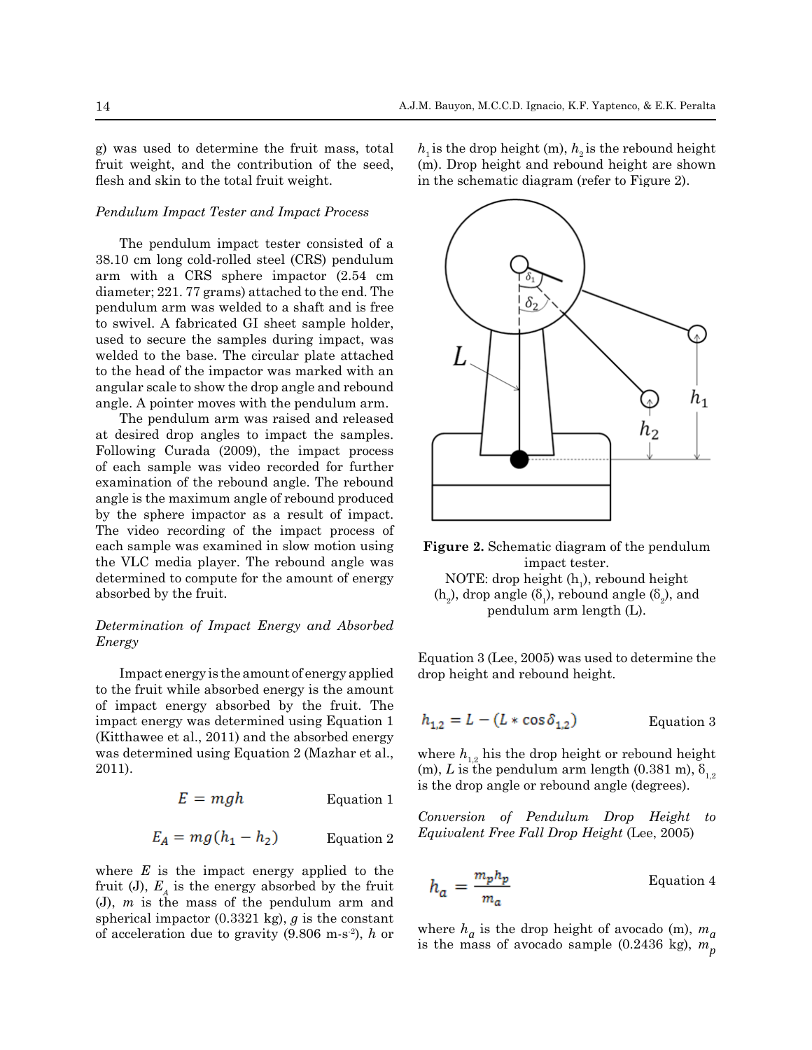g) was used to determine the fruit mass, total fruit weight, and the contribution of the seed, flesh and skin to the total fruit weight.

*Pendulum Impact Tester and Impact Process*

The pendulum impact tester consisted of a 38.10 cm long cold-rolled steel (CRS) pendulum arm with a CRS sphere impactor (2.54 cm diameter; 221. 77 grams) attached to the end. The pendulum arm was welded to a shaft and is free to swivel. A fabricated GI sheet sample holder, used to secure the samples during impact, was welded to the base. The circular plate attached to the head of the impactor was marked with an angular scale to show the drop angle and rebound angle. A pointer moves with the pendulum arm.

The pendulum arm was raised and released at desired drop angles to impact the samples. Following Curada (2009), the impact process of each sample was video recorded for further examination of the rebound angle. The rebound angle is the maximum angle of rebound produced by the sphere impactor as a result of impact. The video recording of the impact process of each sample was examined in slow motion using the VLC media player. The rebound angle was determined to compute for the amount of energy absorbed by the fruit.

*Determination of Impact Energy and Absorbed Energy*

Impact energy is the amount of energy applied to the fruit while absorbed energy is the amount of impact energy absorbed by the fruit. The impact energy was determined using Equation 1 (Kitthawee et al., 2011) and the absorbed energy was determined using Equation 2 (Mazhar et al., 2011).

$$E = mgh \quad \text{Equation 1}$$

$$E_A = mg(h_1 - h_2) \quad \text{Equation 2}$$

where $E$ is the impact energy applied to the fruit (J), $E_A$ is the energy absorbed by the fruit (J), $m$ is the mass of the pendulum arm and spherical impactor (0.3321 kg), $g$ is the constant of acceleration due to gravity (9.806 m-s$^{-2}$), $h$ or $h_1$ is the drop height (m), $h_2$ is the rebound height (m). Drop height and rebound height are shown in the schematic diagram (refer to Figure 2).

**Figure 2.** Schematic diagram of the pendulum impact tester.
NOTE: drop height ($h_1$), rebound height ($h_2$), drop angle ($\delta_1$), rebound angle ($\delta_2$), and pendulum arm length (L).

Equation 3 (Lee, 2005) was used to determine the drop height and rebound height.

$$h_{1,2} = L - (L * \cos \delta_{1,2}) \quad \text{Equation 3}$$

where $h_{1,2}$ his the drop height or rebound height (m), $L$ is the pendulum arm length (0.381 m), $\delta_{1,2}$ is the drop angle or rebound angle (degrees).

*Conversion of Pendulum Drop Height to Equivalent Free Fall Drop Height* (Lee, 2005)

$$h_a = \frac{m_p h_p}{m_a} \quad \text{Equation 4}$$

where $h_a$ is the drop height of avocado (m), $m_a$ is the mass of avocado sample (0.2436 kg), $m_p$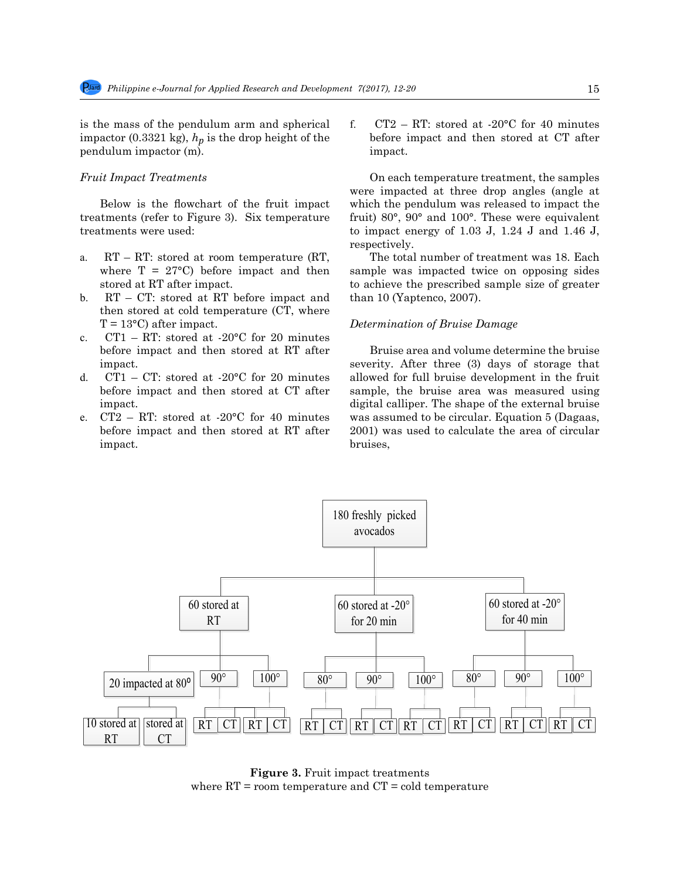is the mass of the pendulum arm and spherical impactor (0.3321 kg), $h_p$ is the drop height of the pendulum impactor (m).

*Fruit Impact Treatments*

Below is the flowchart of the fruit impact treatments (refer to Figure 3). Six temperature treatments were used:

a. RT – RT: stored at room temperature (RT, where T = 27°C) before impact and then stored at RT after impact.
b. RT – CT: stored at RT before impact and then stored at cold temperature (CT, where T = 13°C) after impact.
c. CT1 – RT: stored at -20°C for 20 minutes before impact and then stored at RT after impact.
d. CT1 – CT: stored at -20°C for 20 minutes before impact and then stored at CT after impact.
e. CT2 – RT: stored at -20°C for 40 minutes before impact and then stored at RT after impact.
f. CT2 – RT: stored at -20°C for 40 minutes before impact and then stored at CT after impact.

On each temperature treatment, the samples were impacted at three drop angles (angle at which the pendulum was released to impact the fruit) 80°, 90° and 100°. These were equivalent to impact energy of 1.03 J, 1.24 J and 1.46 J, respectively.

The total number of treatment was 18. Each sample was impacted twice on opposing sides to achieve the prescribed sample size of greater than 10 (Yaptenco, 2007).

*Determination of Bruise Damage*

Bruise area and volume determine the bruise severity. After three (3) days of storage that allowed for full bruise development in the fruit sample, the bruise area was measured using digital calliper. The shape of the external bruise was assumed to be circular. Equation 5 (Dagaas, 2001) was used to calculate the area of circular bruises,

**Figure 3.** Fruit impact treatments
where RT = room temperature and CT = cold temperature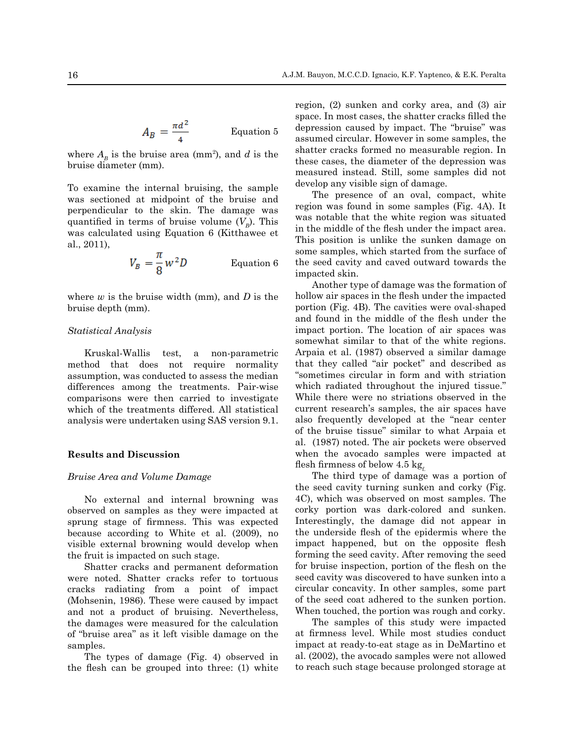$$A_B = \frac{\pi d^2}{4} \qquad \text{Equation 5}$$

where $A_B$ is the bruise area ($mm^2$), and $d$ is the bruise diameter (mm).

To examine the internal bruising, the sample was sectioned at midpoint of the bruise and perpendicular to the skin. The damage was quantified in terms of bruise volume ($V_B$). This was calculated using Equation 6 (Kitthawee et al., 2011),

$$V_B = \frac{\pi}{8} w^2 D \qquad \text{Equation 6}$$

where $w$ is the bruise width (mm), and $D$ is the bruise depth (mm).

*Statistical Analysis*

Kruskal-Wallis test, a non-parametric method that does not require normality assumption, was conducted to assess the median differences among the treatments. Pair-wise comparisons were then carried to investigate which of the treatments differed. All statistical analysis were undertaken using SAS version 9.1.

## Results and Discussion

*Bruise Area and Volume Damage*

No external and internal browning was observed on samples as they were impacted at sprung stage of firmness. This was expected because according to White et al. (2009), no visible external browning would develop when the fruit is impacted on such stage.

Shatter cracks and permanent deformation were noted. Shatter cracks refer to tortuous cracks radiating from a point of impact (Mohsenin, 1986). These were caused by impact and not a product of bruising. Nevertheless, the damages were measured for the calculation of "bruise area" as it left visible damage on the samples.

The types of damage (Fig. 4) observed in the flesh can be grouped into three: (1) white region, (2) sunken and corky area, and (3) air space. In most cases, the shatter cracks filled the depression caused by impact. The "bruise" was assumed circular. However in some samples, the shatter cracks formed no measurable region. In these cases, the diameter of the depression was measured instead. Still, some samples did not develop any visible sign of damage.

The presence of an oval, compact, white region was found in some samples (Fig. 4A). It was notable that the white region was situated in the middle of the flesh under the impact area. This position is unlike the sunken damage on some samples, which started from the surface of the seed cavity and caved outward towards the impacted skin.

Another type of damage was the formation of hollow air spaces in the flesh under the impacted portion (Fig. 4B). The cavities were oval-shaped and found in the middle of the flesh under the impact portion. The location of air spaces was somewhat similar to that of the white regions. Arpaia et al. (1987) observed a similar damage that they called "air pocket" and described as "sometimes circular in form and with striation which radiated throughout the injured tissue." While there were no striations observed in the current research's samples, the air spaces have also frequently developed at the "near center of the bruise tissue" similar to what Arpaia et al. (1987) noted. The air pockets were observed when the avocado samples were impacted at flesh firmness of below 4.5 $kg_f$.

The third type of damage was a portion of the seed cavity turning sunken and corky (Fig. 4C), which was observed on most samples. The corky portion was dark-colored and sunken. Interestingly, the damage did not appear in the underside flesh of the epidermis where the impact happened, but on the opposite flesh forming the seed cavity. After removing the seed for bruise inspection, portion of the flesh on the seed cavity was discovered to have sunken into a circular concavity. In other samples, some part of the seed coat adhered to the sunken portion. When touched, the portion was rough and corky.

The samples of this study were impacted at firmness level. While most studies conduct impact at ready-to-eat stage as in DeMartino et al. (2002), the avocado samples were not allowed to reach such stage because prolonged storage at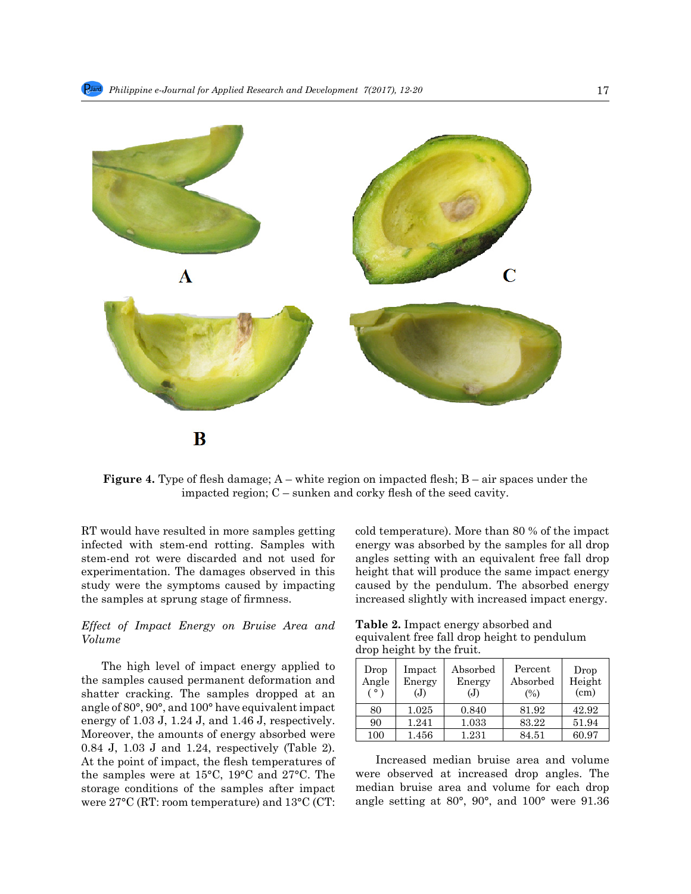**Figure 4.** Type of flesh damage; A – white region on impacted flesh; B – air spaces under the impacted region; C – sunken and corky flesh of the seed cavity.

RT would have resulted in more samples getting infected with stem-end rotting. Samples with stem-end rot were discarded and not used for experimentation. The damages observed in this study were the symptoms caused by impacting the samples at sprung stage of firmness.

*Effect of Impact Energy on Bruise Area and Volume*

The high level of impact energy applied to the samples caused permanent deformation and shatter cracking. The samples dropped at an angle of 80°, 90°, and 100° have equivalent impact energy of 1.03 J, 1.24 J, and 1.46 J, respectively. Moreover, the amounts of energy absorbed were 0.84 J, 1.03 J and 1.24, respectively (Table 2). At the point of impact, the flesh temperatures of the samples were at 15°C, 19°C and 27°C. The storage conditions of the samples after impact were 27°C (RT: room temperature) and 13°C (CT: cold temperature). More than 80 % of the impact energy was absorbed by the samples for all drop angles setting with an equivalent free fall drop height that will produce the same impact energy caused by the pendulum. The absorbed energy increased slightly with increased impact energy.

**Table 2.** Impact energy absorbed and equivalent free fall drop height to pendulum drop height by the fruit.

| Drop Angle ( ° ) | Impact Energy (J) | Absorbed Energy (J) | Percent Absorbed (%) | Drop Height (cm) |
|---|---|---|---|---|
| 80 | 1.025 | 0.840 | 81.92 | 42.92 |
| 90 | 1.241 | 1.033 | 83.22 | 51.94 |
| 100 | 1.456 | 1.231 | 84.51 | 60.97 |

Increased median bruise area and volume were observed at increased drop angles. The median bruise area and volume for each drop angle setting at 80°, 90°, and 100° were 91.36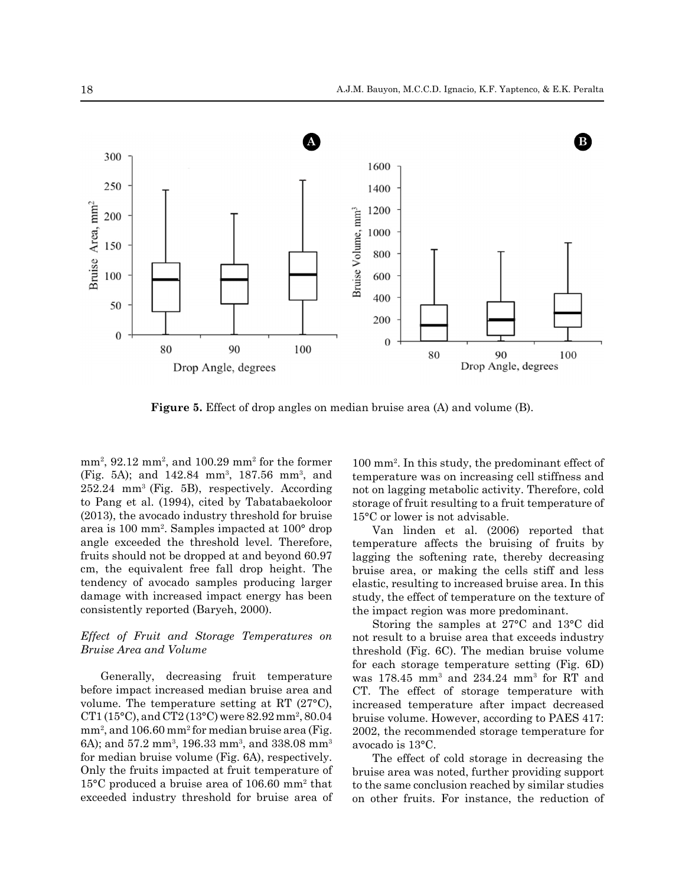**Figure 5.** Effect of drop angles on median bruise area (A) and volume (B).

mm$^2$, 92.12 mm$^2$, and 100.29 mm$^2$ for the former (Fig. 5A); and 142.84 mm$^3$, 187.56 mm$^3$, and 252.24 mm$^3$ (Fig. 5B), respectively. According to Pang et al. (1994), cited by Tabatabaekoloor (2013), the avocado industry threshold for bruise area is 100 mm$^2$. Samples impacted at 100° drop angle exceeded the threshold level. Therefore, fruits should not be dropped at and beyond 60.97 cm, the equivalent free fall drop height. The tendency of avocado samples producing larger damage with increased impact energy has been consistently reported (Baryeh, 2000).

### *Effect of Fruit and Storage Temperatures on Bruise Area and Volume*

Generally, decreasing fruit temperature before impact increased median bruise area and volume. The temperature setting at RT (27°C), CT1 (15°C), and CT2 (13°C) were 82.92 mm$^2$, 80.04 mm$^2$, and 106.60 mm$^2$ for median bruise area (Fig. 6A); and 57.2 mm$^3$, 196.33 mm$^3$, and 338.08 mm$^3$ for median bruise volume (Fig. 6A), respectively. Only the fruits impacted at fruit temperature of 15°C produced a bruise area of 106.60 mm$^2$ that exceeded industry threshold for bruise area of 100 mm$^2$. In this study, the predominant effect of temperature was on increasing cell stiffness and not on lagging metabolic activity. Therefore, cold storage of fruit resulting to a fruit temperature of 15°C or lower is not advisable.

Van linden et al. (2006) reported that temperature affects the bruising of fruits by lagging the softening rate, thereby decreasing bruise area, or making the cells stiff and less elastic, resulting to increased bruise area. In this study, the effect of temperature on the texture of the impact region was more predominant.

Storing the samples at 27°C and 13°C did not result to a bruise area that exceeds industry threshold (Fig. 6C). The median bruise volume for each storage temperature setting (Fig. 6D) was 178.45 mm$^3$ and 234.24 mm$^3$ for RT and CT. The effect of storage temperature with increased temperature after impact decreased bruise volume. However, according to PAES 417: 2002, the recommended storage temperature for avocado is 13°C.

The effect of cold storage in decreasing the bruise area was noted, further providing support to the same conclusion reached by similar studies on other fruits. For instance, the reduction of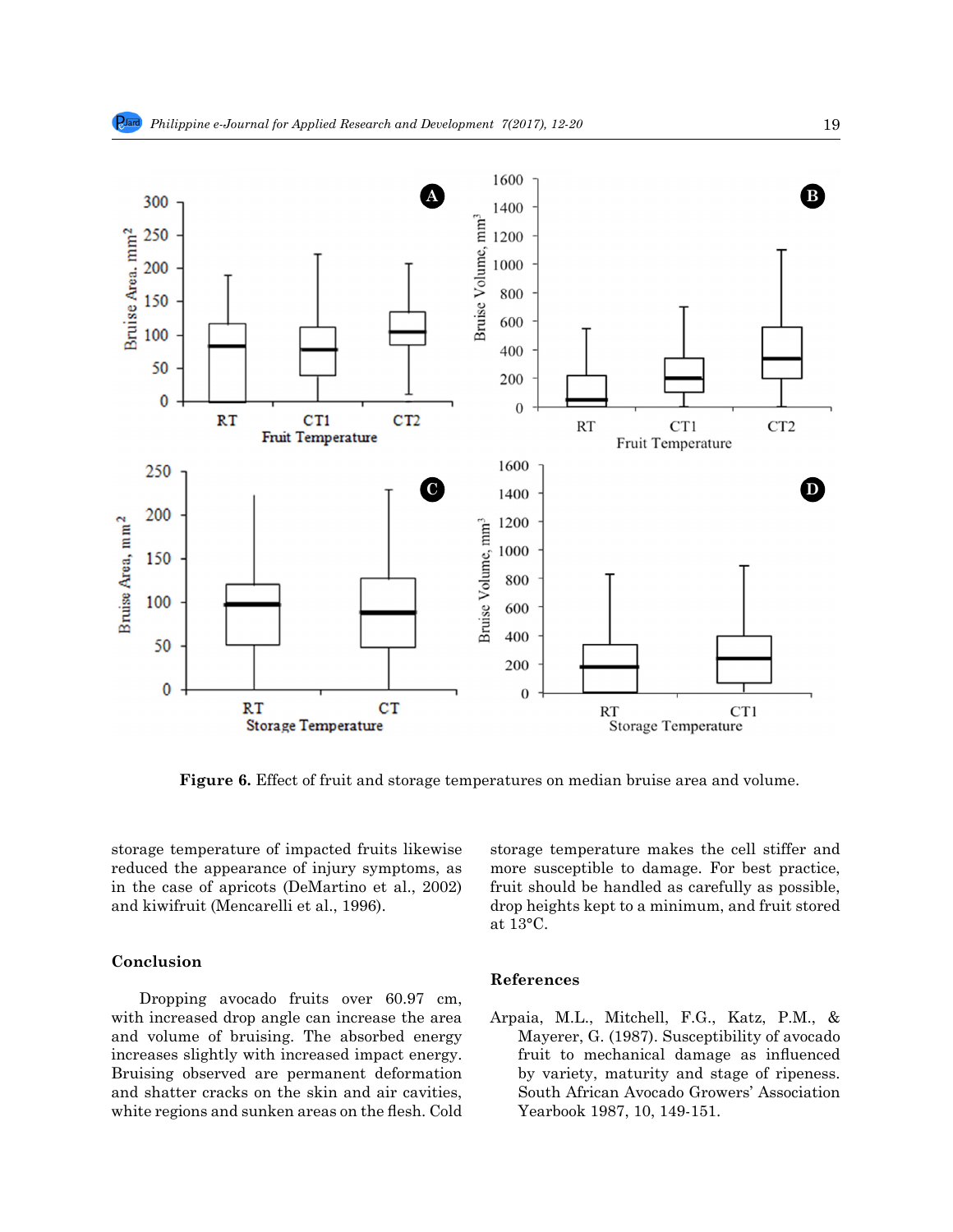Figure 6. Effect of fruit and storage temperatures on median bruise area and volume.

storage temperature of impacted fruits likewise reduced the appearance of injury symptoms, as in the case of apricots (DeMartino et al., 2002) and kiwifruit (Mencarelli et al., 1996).

## Conclusion

Dropping avocado fruits over 60.97 cm, with increased drop angle can increase the area and volume of bruising. The absorbed energy increases slightly with increased impact energy. Bruising observed are permanent deformation and shatter cracks on the skin and air cavities, white regions and sunken areas on the flesh. Cold storage temperature makes the cell stiffer and more susceptible to damage. For best practice, fruit should be handled as carefully as possible, drop heights kept to a minimum, and fruit stored at 13°C.

## References

Arpaia, M.L., Mitchell, F.G., Katz, P.M., & Mayerer, G. (1987). Susceptibility of avocado fruit to mechanical damage as influenced by variety, maturity and stage of ripeness. South African Avocado Growers' Association Yearbook 1987, 10, 149-151.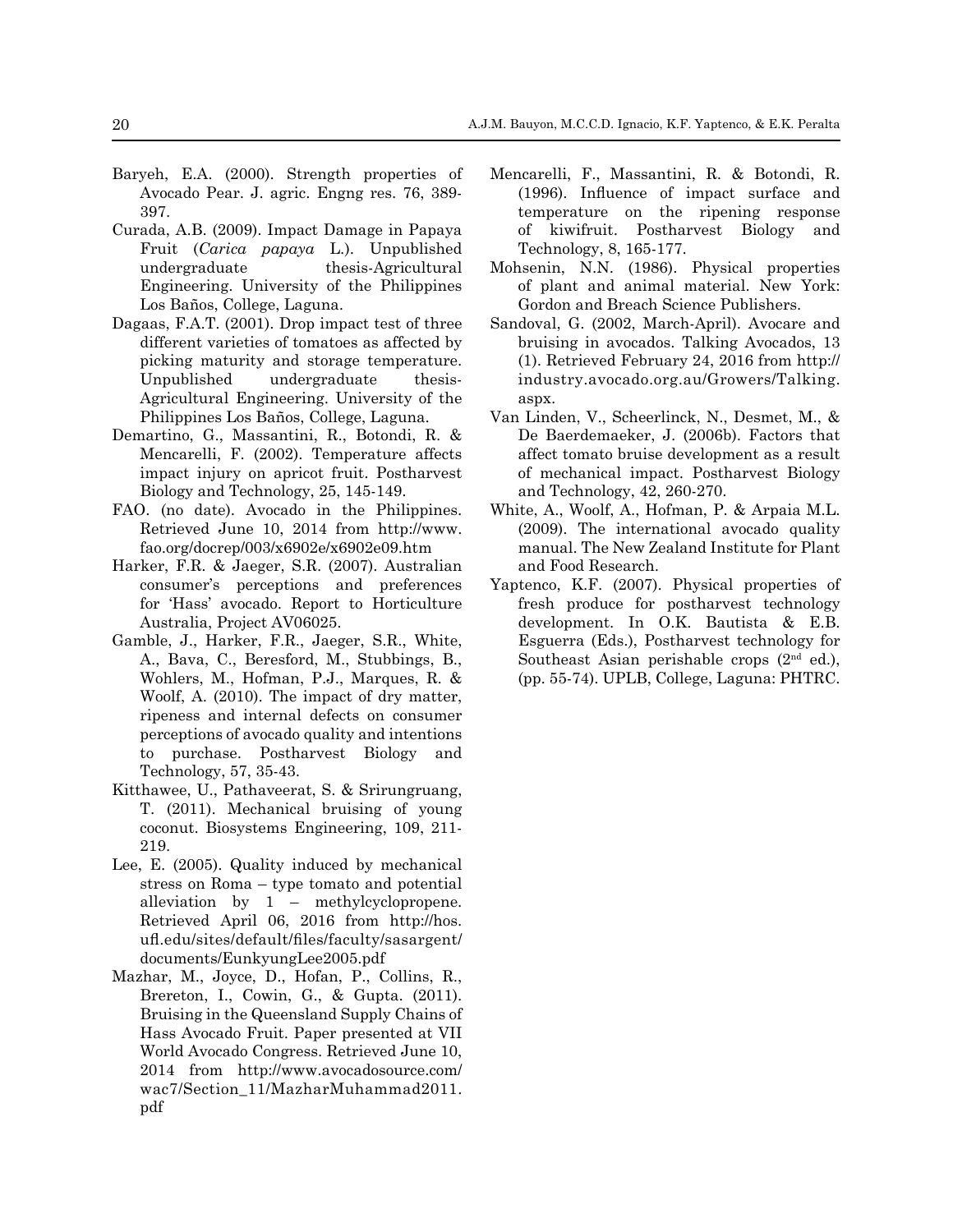Baryeh, E.A. (2000). Strength properties of Avocado Pear. J. agric. Engng res. 76, 389-397.

Curada, A.B. (2009). Impact Damage in Papaya Fruit (*Carica papaya* L.). Unpublished undergraduate thesis-Agricultural Engineering. University of the Philippines Los Baños, College, Laguna.

Dagaas, F.A.T. (2001). Drop impact test of three different varieties of tomatoes as affected by picking maturity and storage temperature. Unpublished undergraduate thesis-Agricultural Engineering. University of the Philippines Los Baños, College, Laguna.

Demartino, G., Massantini, R., Botondi, R. & Mencarelli, F. (2002). Temperature affects impact injury on apricot fruit. Postharvest Biology and Technology, 25, 145-149.

FAO. (no date). Avocado in the Philippines. Retrieved June 10, 2014 from http://www.fao.org/docrep/003/x6902e/x6902e09.htm

Harker, F.R. & Jaeger, S.R. (2007). Australian consumer's perceptions and preferences for 'Hass' avocado. Report to Horticulture Australia, Project AV06025.

Gamble, J., Harker, F.R., Jaeger, S.R., White, A., Bava, C., Beresford, M., Stubbings, B., Wohlers, M., Hofman, P.J., Marques, R. & Woolf, A. (2010). The impact of dry matter, ripeness and internal defects on consumer perceptions of avocado quality and intentions to purchase. Postharvest Biology and Technology, 57, 35-43.

Kitthawee, U., Pathaveerat, S. & Srirungruang, T. (2011). Mechanical bruising of young coconut. Biosystems Engineering, 109, 211-219.

Lee, E. (2005). Quality induced by mechanical stress on Roma – type tomato and potential alleviation by 1 – methylcyclopropene. Retrieved April 06, 2016 from http://hos.ufl.edu/sites/default/files/faculty/sasargent/documents/EunkyungLee2005.pdf

Mazhar, M., Joyce, D., Hofan, P., Collins, R., Brereton, I., Cowin, G., & Gupta. (2011). Bruising in the Queensland Supply Chains of Hass Avocado Fruit. Paper presented at VII World Avocado Congress. Retrieved June 10, 2014 from http://www.avocadosource.com/wac7/Section_11/MazharMuhammad2011.pdf

Mencarelli, F., Massantini, R. & Botondi, R. (1996). Influence of impact surface and temperature on the ripening response of kiwifruit. Postharvest Biology and Technology, 8, 165-177.

Mohsenin, N.N. (1986). Physical properties of plant and animal material. New York: Gordon and Breach Science Publishers.

Sandoval, G. (2002, March-April). Avocare and bruising in avocados. Talking Avocados, 13 (1). Retrieved February 24, 2016 from http://industry.avocado.org.au/Growers/Talking.aspx.

Van Linden, V., Scheerlinck, N., Desmet, M., & De Baerdemaeker, J. (2006b). Factors that affect tomato bruise development as a result of mechanical impact. Postharvest Biology and Technology, 42, 260-270.

White, A., Woolf, A., Hofman, P. & Arpaia M.L. (2009). The international avocado quality manual. The New Zealand Institute for Plant and Food Research.

Yaptenco, K.F. (2007). Physical properties of fresh produce for postharvest technology development. In O.K. Bautista & E.B. Esguerra (Eds.), Postharvest technology for Southeast Asian perishable crops (2nd ed.), (pp. 55-74). UPLB, College, Laguna: PHTRC.